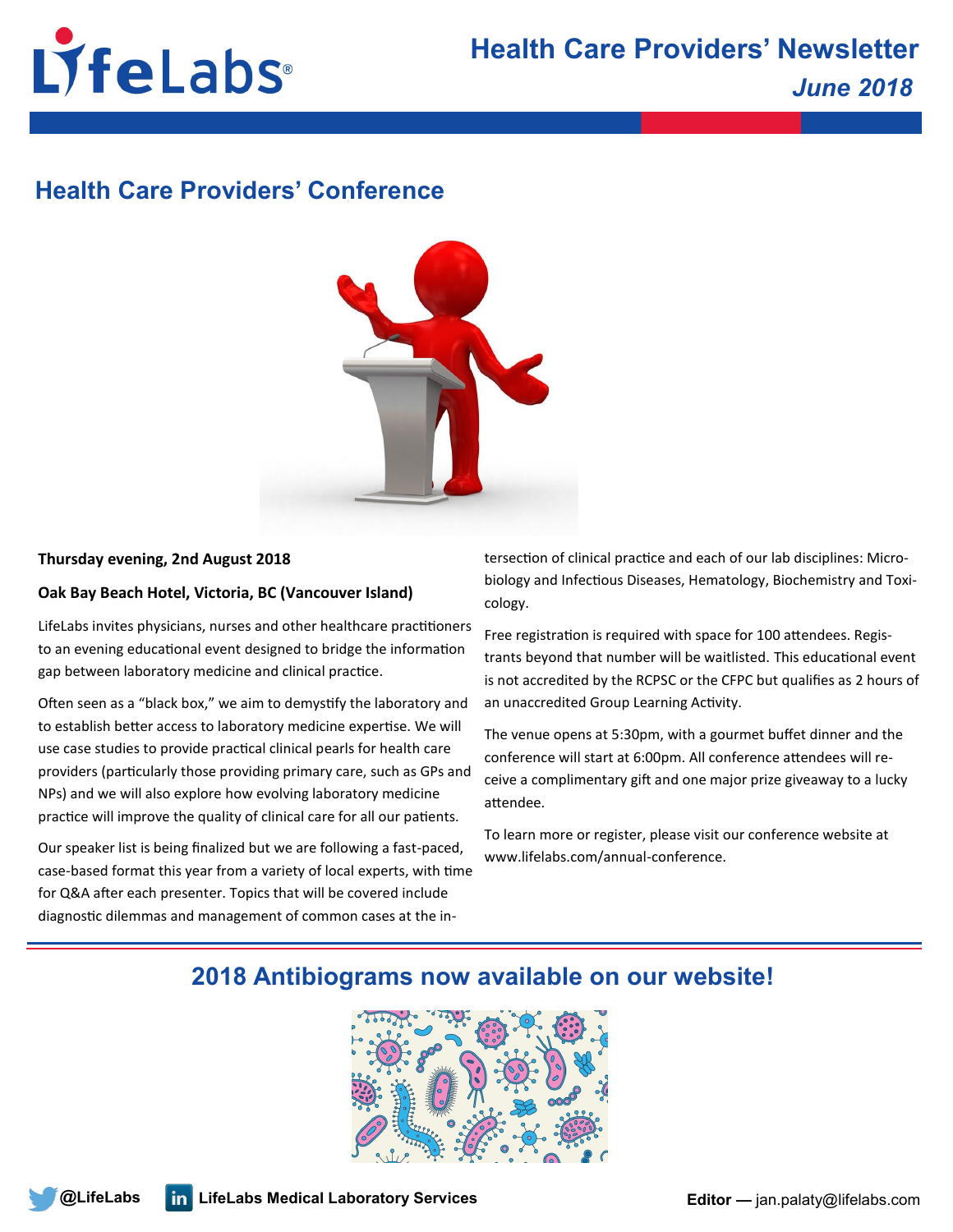# Health Care Providers' Newsletter

*June 2018*

## Health Care Providers' Conference

**Thursday evening, 2nd August 2018**

**Oak Bay Beach Hotel, Victoria, BC (Vancouver Island)**

LifeLabs invites physicians, nurses and other healthcare practitioners to an evening educational event designed to bridge the information gap between laboratory medicine and clinical practice.

Often seen as a "black box," we aim to demystify the laboratory and to establish better access to laboratory medicine expertise. We will use case studies to provide practical clinical pearls for health care providers (particularly those providing primary care, such as GPs and NPs) and we will also explore how evolving laboratory medicine practice will improve the quality of clinical care for all our patients.

Our speaker list is being finalized but we are following a fast-paced, case-based format this year from a variety of local experts, with time for Q&A after each presenter. Topics that will be covered include diagnostic dilemmas and management of common cases at the intersection of clinical practice and each of our lab disciplines: Microbiology and Infectious Diseases, Hematology, Biochemistry and Toxicology.

Free registration is required with space for 100 attendees. Registrants beyond that number will be waitlisted. This educational event is not accredited by the RCPSC or the CFPC but qualifies as 2 hours of an unaccredited Group Learning Activity.

The venue opens at 5:30pm, with a gourmet buffet dinner and the conference will start at 6:00pm. All conference attendees will receive a complimentary gift and one major prize giveaway to a lucky attendee.

To learn more or register, please visit our conference website at www.lifelabs.com/annual-conference.

## 2018 Antibiograms now available on our website!

@LifeLabs | LifeLabs Medical Laboratory Services | **Editor —** jan.palaty@lifelabs.com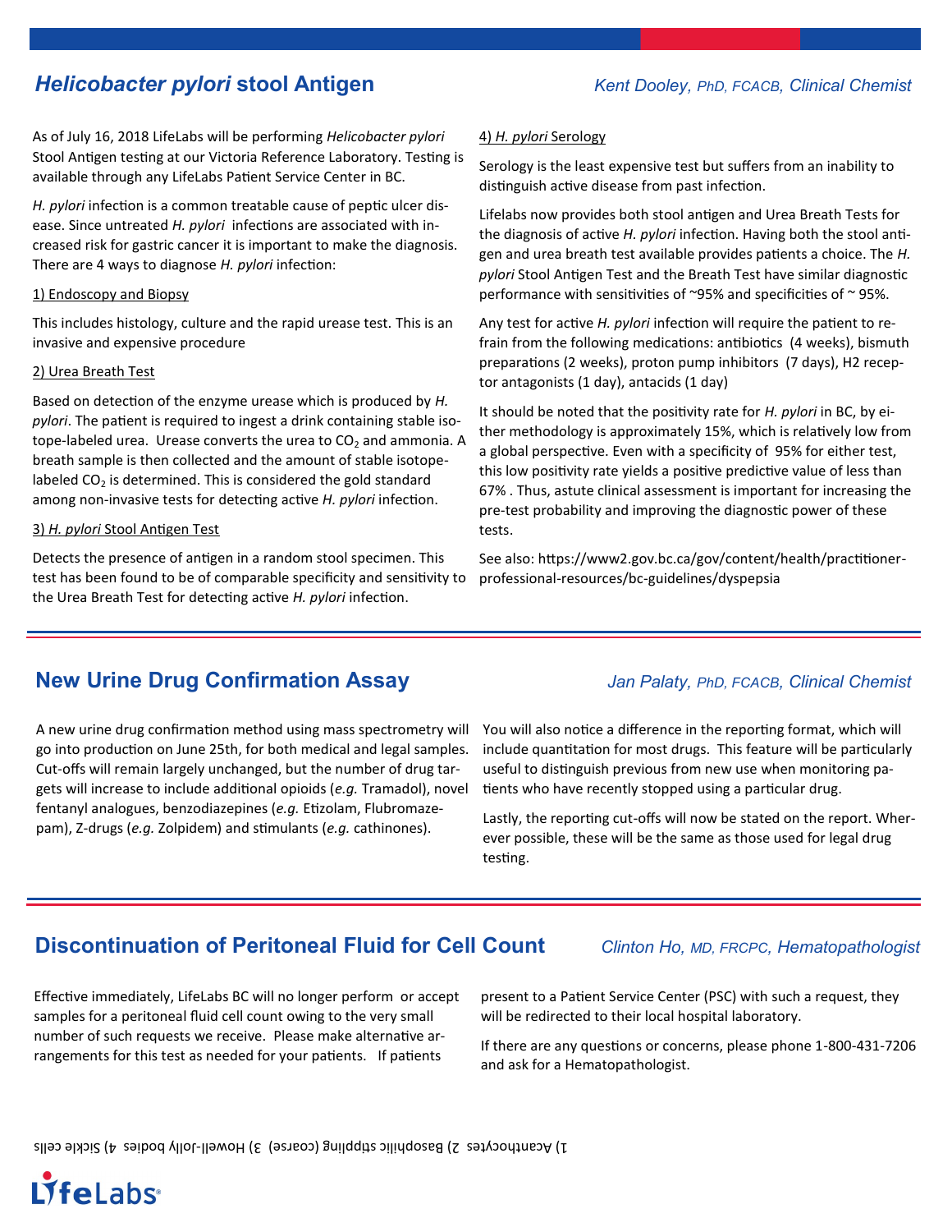## *Helicobacter pylori* stool Antigen

*Kent Dooley, PhD, FCACB, Clinical Chemist*

As of July 16, 2018 LifeLabs will be performing *Helicobacter pylori* Stool Antigen testing at our Victoria Reference Laboratory. Testing is available through any LifeLabs Patient Service Center in BC.

*H. pylori* infection is a common treatable cause of peptic ulcer disease. Since untreated *H. pylori* infections are associated with increased risk for gastric cancer it is important to make the diagnosis. There are 4 ways to diagnose *H. pylori* infection:

1) Endoscopy and Biopsy

This includes histology, culture and the rapid urease test. This is an invasive and expensive procedure

2) Urea Breath Test

Based on detection of the enzyme urease which is produced by *H. pylori*. The patient is required to ingest a drink containing stable isotope-labeled urea. Urease converts the urea to $CO_2$ and ammonia. A breath sample is then collected and the amount of stable isotope-labeled $CO_2$ is determined. This is considered the gold standard among non-invasive tests for detecting active *H. pylori* infection.

3) *H. pylori* Stool Antigen Test

Detects the presence of antigen in a random stool specimen. This test has been found to be of comparable specificity and sensitivity to the Urea Breath Test for detecting active *H. pylori* infection.

4) *H. pylori* Serology

Serology is the least expensive test but suffers from an inability to distinguish active disease from past infection.

Lifelabs now provides both stool antigen and Urea Breath Tests for the diagnosis of active *H. pylori* infection. Having both the stool antigen and urea breath test available provides patients a choice. The *H. pylori* Stool Antigen Test and the Breath Test have similar diagnostic performance with sensitivities of ~95% and specificities of ~ 95%.

Any test for active *H. pylori* infection will require the patient to refrain from the following medications: antibiotics (4 weeks), bismuth preparations (2 weeks), proton pump inhibitors (7 days), H2 receptor antagonists (1 day), antacids (1 day)

It should be noted that the positivity rate for *H. pylori* in BC, by either methodology is approximately 15%, which is relatively low from a global perspective. Even with a specificity of 95% for either test, this low positivity rate yields a positive predictive value of less than 67% . Thus, astute clinical assessment is important for increasing the pre-test probability and improving the diagnostic power of these tests.

See also: https://www2.gov.bc.ca/gov/content/health/practitioner-professional-resources/bc-guidelines/dyspepsia

## New Urine Drug Confirmation Assay

*Jan Palaty, PhD, FCACB, Clinical Chemist*

A new urine drug confirmation method using mass spectrometry will go into production on June 25th, for both medical and legal samples. Cut-offs will remain largely unchanged, but the number of drug targets will increase to include additional opioids (*e.g.* Tramadol), novel fentanyl analogues, benzodiazepines (*e.g.* Etizolam, Flubromazepam), Z-drugs (*e.g.* Zolpidem) and stimulants (*e.g.* cathinones).

You will also notice a difference in the reporting format, which will include quantitation for most drugs. This feature will be particularly useful to distinguish previous from new use when monitoring patients who have recently stopped using a particular drug.

Lastly, the reporting cut-offs will now be stated on the report. Wherever possible, these will be the same as those used for legal drug testing.

## Discontinuation of Peritoneal Fluid for Cell Count

*Clinton Ho, MD, FRCPC, Hematopathologist*

Effective immediately, LifeLabs BC will no longer perform or accept samples for a peritoneal fluid cell count owing to the very small number of such requests we receive. Please make alternative arrangements for this test as needed for your patients. If patients present to a Patient Service Center (PSC) with such a request, they will be redirected to their local hospital laboratory.

If there are any questions or concerns, please phone 1-800-431-7206 and ask for a Hematopathologist.

1) Acanthocytes 2) Basophilic stippling (coarse) 3) Howell-Jolly bodies 4) Sickle cells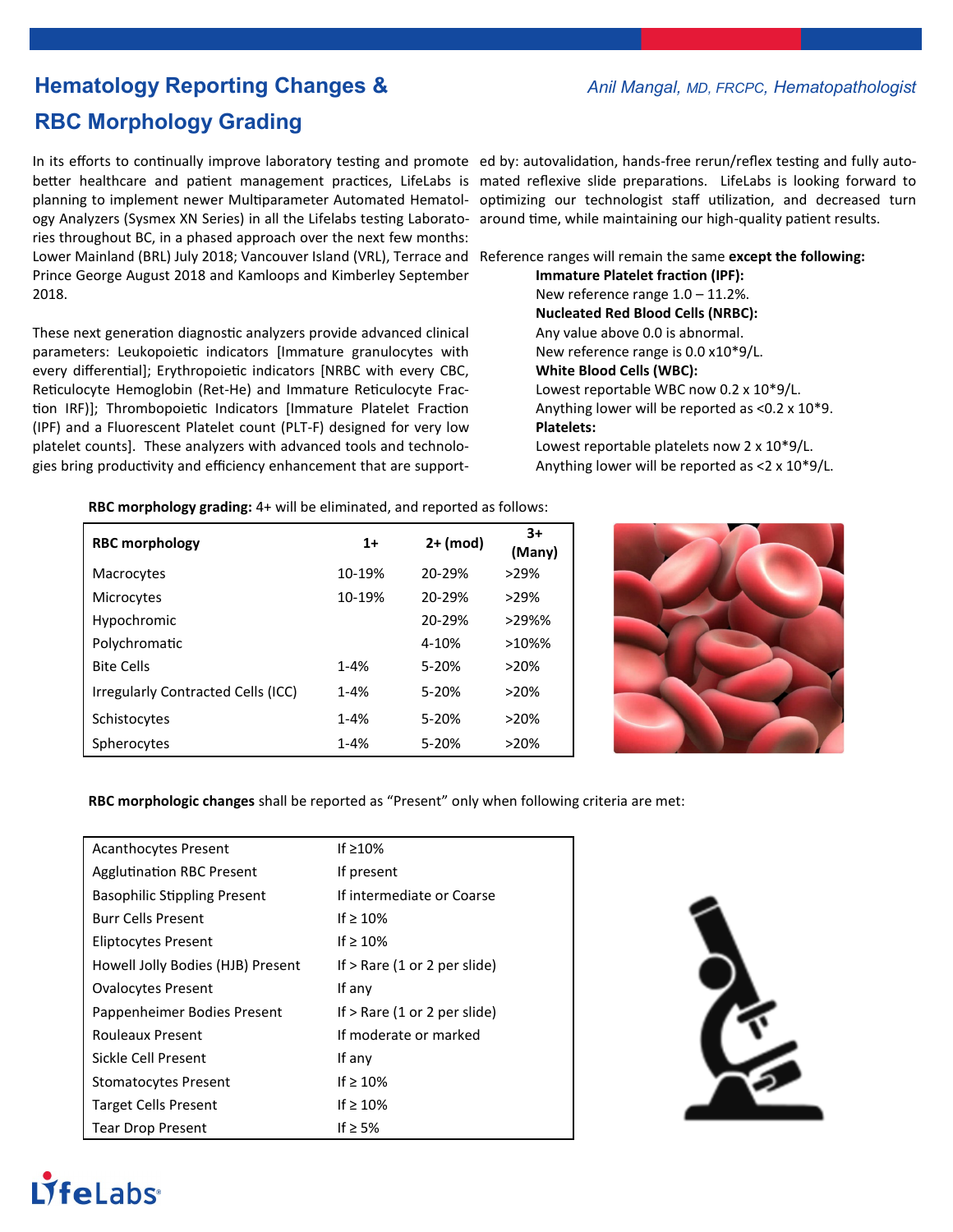# Hematology Reporting Changes & RBC Morphology Grading

*Anil Mangal, MD, FRCPC, Hematopathologist*

In its efforts to continually improve laboratory testing and promote better healthcare and patient management practices, LifeLabs is planning to implement newer Multiparameter Automated Hematology Analyzers (Sysmex XN Series) in all the Lifelabs testing Laboratories throughout BC, in a phased approach over the next few months: Lower Mainland (BRL) July 2018; Vancouver Island (VRL), Terrace and Prince George August 2018 and Kamloops and Kimberley September 2018.

These next generation diagnostic analyzers provide advanced clinical parameters: Leukopoietic indicators [Immature granulocytes with every differential]; Erythropoietic indicators [NRBC with every CBC, Reticulocyte Hemoglobin (Ret-He) and Immature Reticulocyte Fraction IRF)]; Thrombopoietic Indicators [Immature Platelet Fraction (IPF) and a Fluorescent Platelet count (PLT-F) designed for very low platelet counts]. These analyzers with advanced tools and technologies bring productivity and efficiency enhancement that are supported by: autovalidation, hands-free rerun/reflex testing and fully automated reflexive slide preparations. LifeLabs is looking forward to optimizing our technologist staff utilization, and decreased turn around time, while maintaining our high-quality patient results.

Reference ranges will remain the same **except the following:**

**Immature Platelet fraction (IPF):**
New reference range 1.0 – 11.2%.

**Nucleated Red Blood Cells (NRBC):**
Any value above 0.0 is abnormal.
New reference range is 0.0 x10*9/L.

**White Blood Cells (WBC):**
Lowest reportable WBC now 0.2 x 10*9/L.
Anything lower will be reported as <0.2 x 10*9.

**Platelets:**
Lowest reportable platelets now 2 x 10*9/L.
Anything lower will be reported as <2 x 10*9/L.

**RBC morphology grading:** 4+ will be eliminated, and reported as follows:

| RBC morphology | 1+ | 2+ (mod) | 3+ (Many) |
|---|---|---|---|
| Macrocytes | 10-19% | 20-29% | >29% |
| Microcytes | 10-19% | 20-29% | >29% |
| Hypochromic | | 20-29% | >29%% |
| Polychromatic | | 4-10% | >10%% |
| Bite Cells | 1-4% | 5-20% | >20% |
| Irregularly Contracted Cells (ICC) | 1-4% | 5-20% | >20% |
| Schistocytes | 1-4% | 5-20% | >20% |
| Spherocytes | 1-4% | 5-20% | >20% |

**RBC morphologic changes** shall be reported as "Present" only when following criteria are met:

| | |
|---|---|
| Acanthocytes Present | If ≥10% |
| Agglutination RBC Present | If present |
| Basophilic Stippling Present | If intermediate or Coarse |
| Burr Cells Present | If ≥ 10% |
| Eliptocytes Present | If ≥ 10% |
| Howell Jolly Bodies (HJB) Present | If > Rare (1 or 2 per slide) |
| Ovalocytes Present | If any |
| Pappenheimer Bodies Present | If > Rare (1 or 2 per slide) |
| Rouleaux Present | If moderate or marked |
| Sickle Cell Present | If any |
| Stomatocytes Present | If ≥ 10% |
| Target Cells Present | If ≥ 10% |
| Tear Drop Present | If ≥ 5% |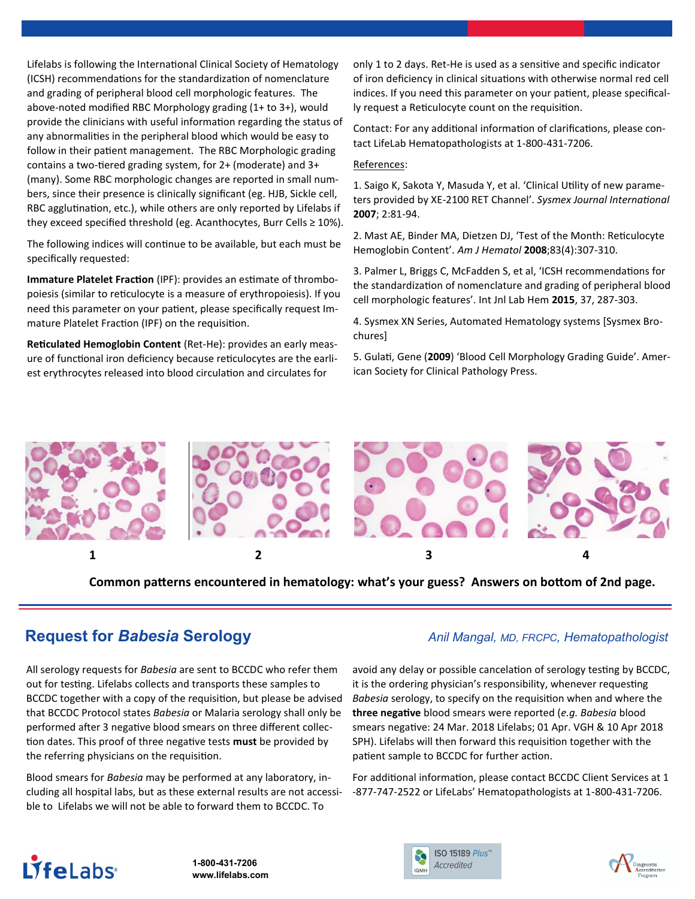Lifelabs is following the International Clinical Society of Hematology (ICSH) recommendations for the standardization of nomenclature and grading of peripheral blood cell morphologic features. The above-noted modified RBC Morphology grading (1+ to 3+), would provide the clinicians with useful information regarding the status of any abnormalities in the peripheral blood which would be easy to follow in their patient management. The RBC Morphologic grading contains a two-tiered grading system, for 2+ (moderate) and 3+ (many). Some RBC morphologic changes are reported in small numbers, since their presence is clinically significant (eg. HJB, Sickle cell, RBC agglutination, etc.), while others are only reported by Lifelabs if they exceed specified threshold (eg. Acanthocytes, Burr Cells ≥ 10%).

The following indices will continue to be available, but each must be specifically requested:

**Immature Platelet Fraction** (IPF): provides an estimate of thrombopoiesis (similar to reticulocyte is a measure of erythropoiesis). If you need this parameter on your patient, please specifically request Immature Platelet Fraction (IPF) on the requisition.

**Reticulated Hemoglobin Content** (Ret-He): provides an early measure of functional iron deficiency because reticulocytes are the earliest erythrocytes released into blood circulation and circulates for only 1 to 2 days. Ret-He is used as a sensitive and specific indicator of iron deficiency in clinical situations with otherwise normal red cell indices. If you need this parameter on your patient, please specifically request a Reticulocyte count on the requisition.

Contact: For any additional information of clarifications, please contact LifeLab Hematopathologists at 1-800-431-7206.

References:

1. Saigo K, Sakota Y, Masuda Y, et al. 'Clinical Utility of new parameters provided by XE-2100 RET Channel'. *Sysmex Journal International* **2007**; 2:81-94.

2. Mast AE, Binder MA, Dietzen DJ, 'Test of the Month: Reticulocyte Hemoglobin Content'. *Am J Hematol* **2008**;83(4):307-310.

3. Palmer L, Briggs C, McFadden S, et al, 'ICSH recommendations for the standardization of nomenclature and grading of peripheral blood cell morphologic features'. Int Jnl Lab Hem **2015**, 37, 287-303.

4. Sysmex XN Series, Automated Hematology systems [Sysmex Brochures]

5. Gulati, Gene (**2009**) 'Blood Cell Morphology Grading Guide'. American Society for Clinical Pathology Press.

1 2 3 4

**Common patterns encountered in hematology: what's your guess? Answers on bottom of 2nd page.**

## Request for *Babesia* Serology

*Anil Mangal, MD, FRCPC, Hematopathologist*

All serology requests for *Babesia* are sent to BCCDC who refer them out for testing. Lifelabs collects and transports these samples to BCCDC together with a copy of the requisition, but please be advised that BCCDC Protocol states *Babesia* or Malaria serology shall only be performed after 3 negative blood smears on three different collection dates. This proof of three negative tests **must** be provided by the referring physicians on the requisition.

Blood smears for *Babesia* may be performed at any laboratory, including all hospital labs, but as these external results are not accessible to Lifelabs we will not be able to forward them to BCCDC. To avoid any delay or possible cancelation of serology testing by BCCDC, it is the ordering physician's responsibility, whenever requesting *Babesia* serology, to specify on the requisition when and where the **three negative** blood smears were reported (*e.g. Babesia* blood smears negative: 24 Mar. 2018 Lifelabs; 01 Apr. VGH & 10 Apr 2018 SPH). Lifelabs will then forward this requisition together with the patient sample to BCCDC for further action.

For additional information, please contact BCCDC Client Services at 1-877-747-2522 or LifeLabs' Hematopathologists at 1-800-431-7206.

LifeLabs

1-800-431-7206
www.lifelabs.com

ISO 15189 Plus™ Accredited

Diagnostic Accreditation Program